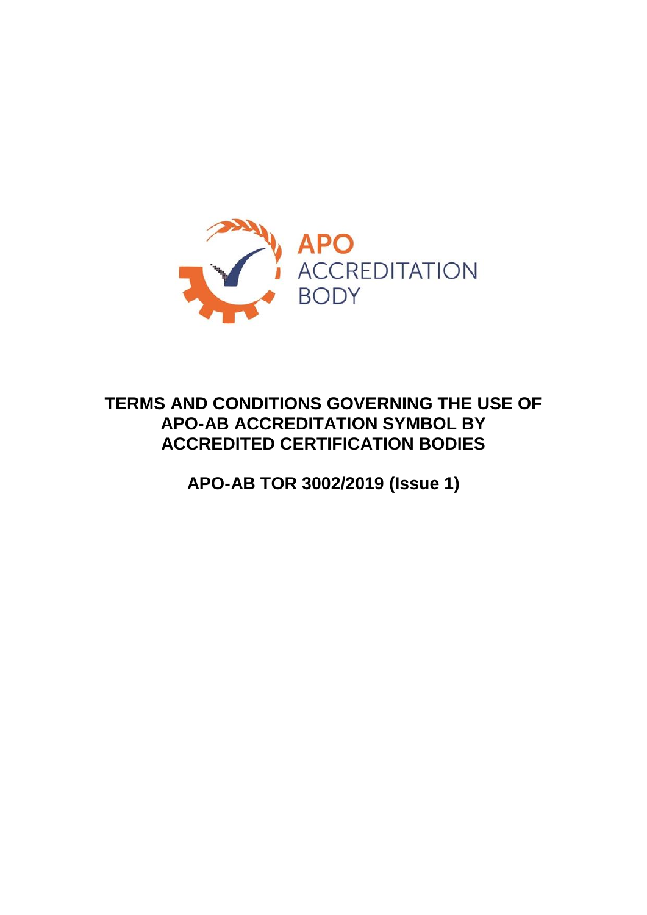APO ACCREDITATION BODY

# TERMS AND CONDITIONS GOVERNING THE USE OF APO-AB ACCREDITATION SYMBOL BY ACCREDITED CERTIFICATION BODIES

## APO-AB TOR 3002/2019 (Issue 1)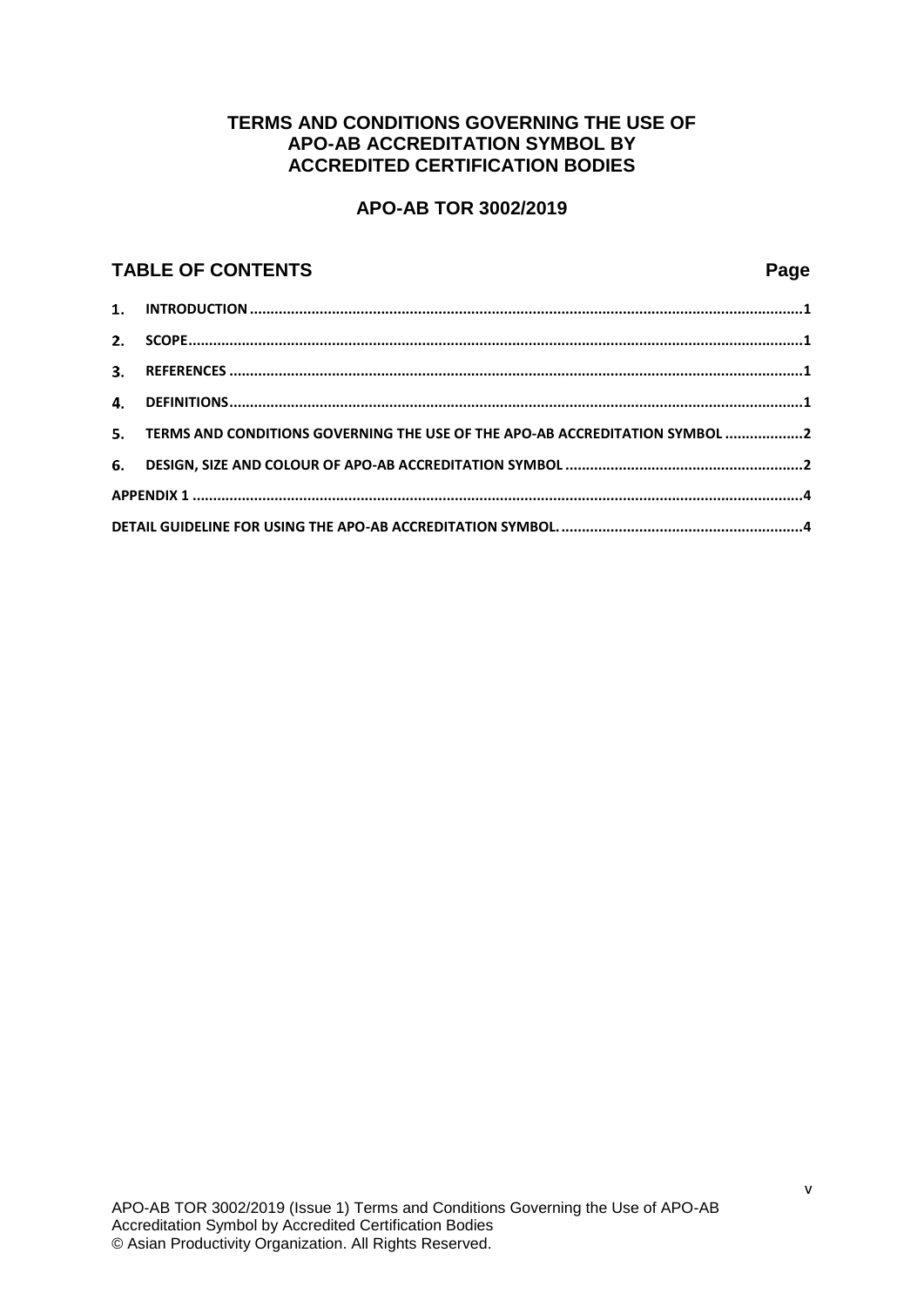# TERMS AND CONDITIONS GOVERNING THE USE OF APO-AB ACCREDITATION SYMBOL BY ACCREDITED CERTIFICATION BODIES

## APO-AB TOR 3002/2019

## TABLE OF CONTENTS

| | | Page |
|---|---|---|
| 1. | INTRODUCTION | 1 |
| 2. | SCOPE | 1 |
| 3. | REFERENCES | 1 |
| 4. | DEFINITIONS | 1 |
| 5. | TERMS AND CONDITIONS GOVERNING THE USE OF THE APO-AB ACCREDITATION SYMBOL | 2 |
| 6. | DESIGN, SIZE AND COLOUR OF APO-AB ACCREDITATION SYMBOL | 2 |
| APPENDIX 1 | | 4 |
| DETAIL GUIDELINE FOR USING THE APO-AB ACCREDITATION SYMBOL. | | 4 |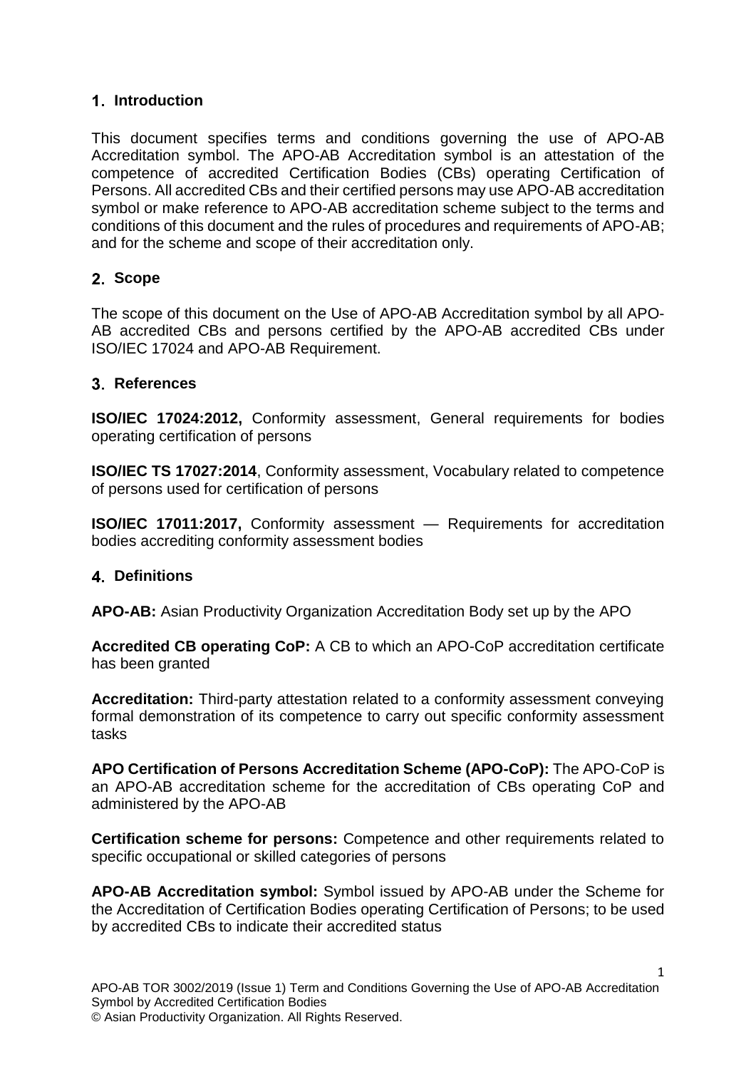## 1. Introduction

This document specifies terms and conditions governing the use of APO-AB Accreditation symbol. The APO-AB Accreditation symbol is an attestation of the competence of accredited Certification Bodies (CBs) operating Certification of Persons. All accredited CBs and their certified persons may use APO-AB accreditation symbol or make reference to APO-AB accreditation scheme subject to the terms and conditions of this document and the rules of procedures and requirements of APO-AB; and for the scheme and scope of their accreditation only.

## 2. Scope

The scope of this document on the Use of APO-AB Accreditation symbol by all APO-AB accredited CBs and persons certified by the APO-AB accredited CBs under ISO/IEC 17024 and APO-AB Requirement.

## 3. References

**ISO/IEC 17024:2012,** Conformity assessment, General requirements for bodies operating certification of persons

**ISO/IEC TS 17027:2014**, Conformity assessment, Vocabulary related to competence of persons used for certification of persons

**ISO/IEC 17011:2017,** Conformity assessment — Requirements for accreditation bodies accrediting conformity assessment bodies

## 4. Definitions

**APO-AB:** Asian Productivity Organization Accreditation Body set up by the APO

**Accredited CB operating CoP:** A CB to which an APO-CoP accreditation certificate has been granted

**Accreditation:** Third-party attestation related to a conformity assessment conveying formal demonstration of its competence to carry out specific conformity assessment tasks

**APO Certification of Persons Accreditation Scheme (APO-CoP):** The APO-CoP is an APO-AB accreditation scheme for the accreditation of CBs operating CoP and administered by the APO-AB

**Certification scheme for persons:** Competence and other requirements related to specific occupational or skilled categories of persons

**APO-AB Accreditation symbol:** Symbol issued by APO-AB under the Scheme for the Accreditation of Certification Bodies operating Certification of Persons; to be used by accredited CBs to indicate their accredited status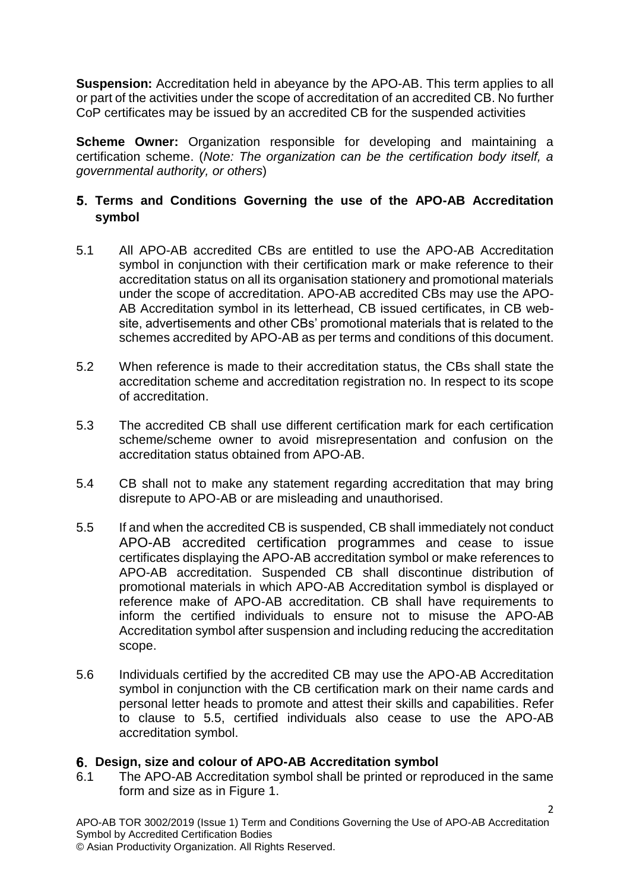**Suspension:** Accreditation held in abeyance by the APO-AB. This term applies to all or part of the activities under the scope of accreditation of an accredited CB. No further CoP certificates may be issued by an accredited CB for the suspended activities

**Scheme Owner:** Organization responsible for developing and maintaining a certification scheme. (*Note: The organization can be the certification body itself, a governmental authority, or others*)

## 5. Terms and Conditions Governing the use of the APO-AB Accreditation symbol

5.1 All APO-AB accredited CBs are entitled to use the APO-AB Accreditation symbol in conjunction with their certification mark or make reference to their accreditation status on all its organisation stationery and promotional materials under the scope of accreditation. APO-AB accredited CBs may use the APO-AB Accreditation symbol in its letterhead, CB issued certificates, in CB web-site, advertisements and other CBs' promotional materials that is related to the schemes accredited by APO-AB as per terms and conditions of this document.

5.2 When reference is made to their accreditation status, the CBs shall state the accreditation scheme and accreditation registration no. In respect to its scope of accreditation.

5.3 The accredited CB shall use different certification mark for each certification scheme/scheme owner to avoid misrepresentation and confusion on the accreditation status obtained from APO-AB.

5.4 CB shall not to make any statement regarding accreditation that may bring disrepute to APO-AB or are misleading and unauthorised.

5.5 If and when the accredited CB is suspended, CB shall immediately not conduct APO-AB accredited certification programmes and cease to issue certificates displaying the APO-AB accreditation symbol or make references to APO-AB accreditation. Suspended CB shall discontinue distribution of promotional materials in which APO-AB Accreditation symbol is displayed or reference make of APO-AB accreditation. CB shall have requirements to inform the certified individuals to ensure not to misuse the APO-AB Accreditation symbol after suspension and including reducing the accreditation scope.

5.6 Individuals certified by the accredited CB may use the APO-AB Accreditation symbol in conjunction with the CB certification mark on their name cards and personal letter heads to promote and attest their skills and capabilities. Refer to clause to 5.5, certified individuals also cease to use the APO-AB accreditation symbol.

## 6. Design, size and colour of APO-AB Accreditation symbol

6.1 The APO-AB Accreditation symbol shall be printed or reproduced in the same form and size as in Figure 1.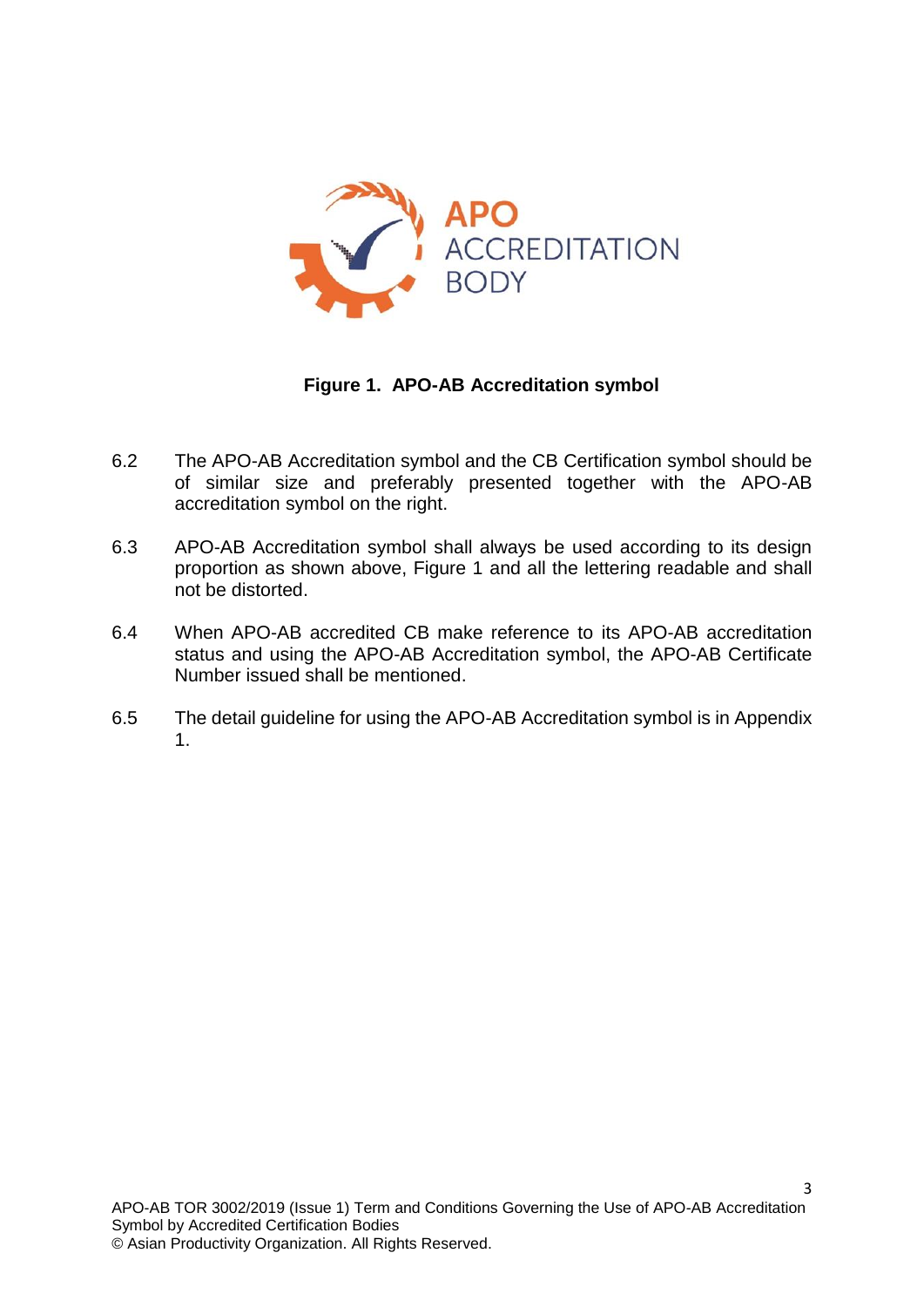**Figure 1. APO-AB Accreditation symbol**

6.2 The APO-AB Accreditation symbol and the CB Certification symbol should be of similar size and preferably presented together with the APO-AB accreditation symbol on the right.

6.3 APO-AB Accreditation symbol shall always be used according to its design proportion as shown above, Figure 1 and all the lettering readable and shall not be distorted.

6.4 When APO-AB accredited CB make reference to its APO-AB accreditation status and using the APO-AB Accreditation symbol, the APO-AB Certificate Number issued shall be mentioned.

6.5 The detail guideline for using the APO-AB Accreditation symbol is in Appendix 1.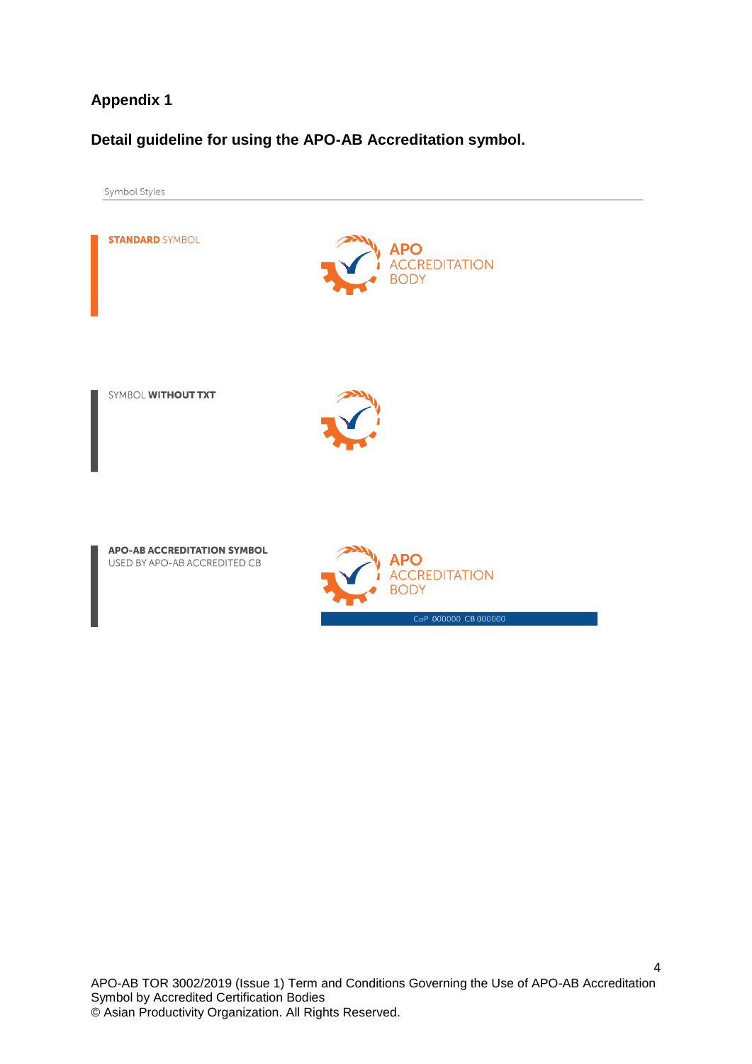## Appendix 1

### Detail guideline for using the APO-AB Accreditation symbol.

Symbol Styles

**STANDARD** SYMBOL

APO
ACCREDITATION
BODY

SYMBOL **WITHOUT TXT**

**APO-AB ACCREDITATION SYMBOL**
USED BY APO-AB ACCREDITED CB

APO
ACCREDITATION
BODY

CoP 000000 CB 000000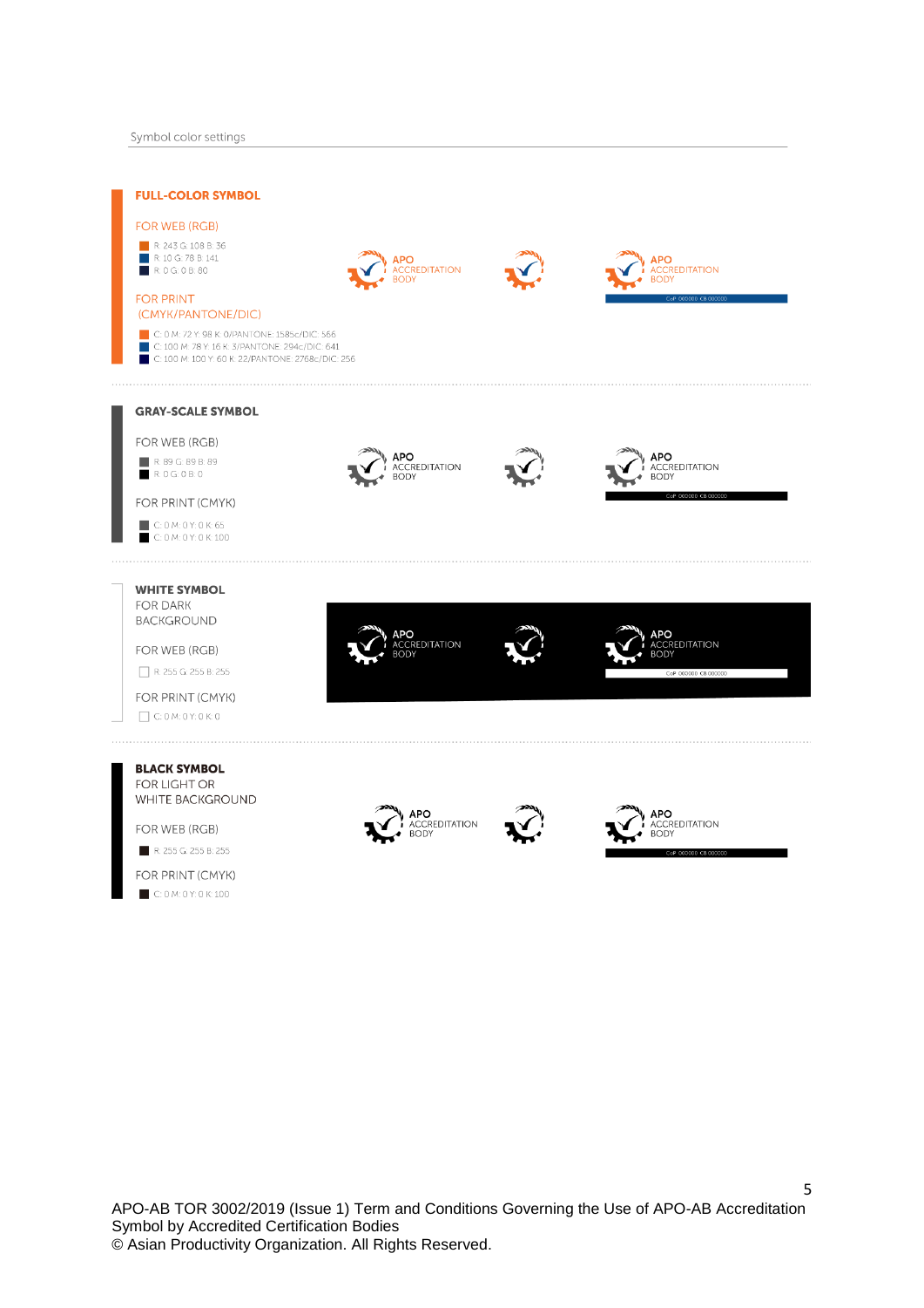Symbol color settings

## FULL-COLOR SYMBOL

FOR WEB (RGB)

- R: 243 G: 108 B: 36
- R: 10 G: 78 B: 141
- R: 0 G: 0 B: 80

FOR PRINT (CMYK/PANTONE/DIC)

- C: 0 M: 72 Y: 98 K: 0/PANTONE: 1585c/DIC: 566
- C: 100 M: 78 Y: 16 K: 3/PANTONE: 294c/DIC: 641
- C: 100 M: 100 Y: 60 K: 22/PANTONE: 2768c/DIC: 256

APO ACCREDITATION BODY

APO ACCREDITATION BODY

CoP: 000000 CB 000000

## GRAY-SCALE SYMBOL

FOR WEB (RGB)

- R: 89 G: 89 B: 89
- R: 0 G: 0 B: 0

FOR PRINT (CMYK)

- C: 0 M: 0 Y: 0 K: 65
- C: 0 M: 0 Y: 0 K: 100

APO ACCREDITATION BODY

APO ACCREDITATION BODY

CoP: 000000 CB 000000

## WHITE SYMBOL

FOR DARK BACKGROUND

FOR WEB (RGB)

- R: 255 G: 255 B: 255

FOR PRINT (CMYK)

- C: 0 M: 0 Y: 0 K: 0

APO ACCREDITATION BODY

APO ACCREDITATION BODY

CoP: 000000 CB 000000

## BLACK SYMBOL

FOR LIGHT OR WHITE BACKGROUND

FOR WEB (RGB)

- R: 255 G: 255 B: 255

FOR PRINT (CMYK)

- C: 0 M: 0 Y: 0 K: 100

APO ACCREDITATION BODY

APO ACCREDITATION BODY

CoP: 000000 CB 000000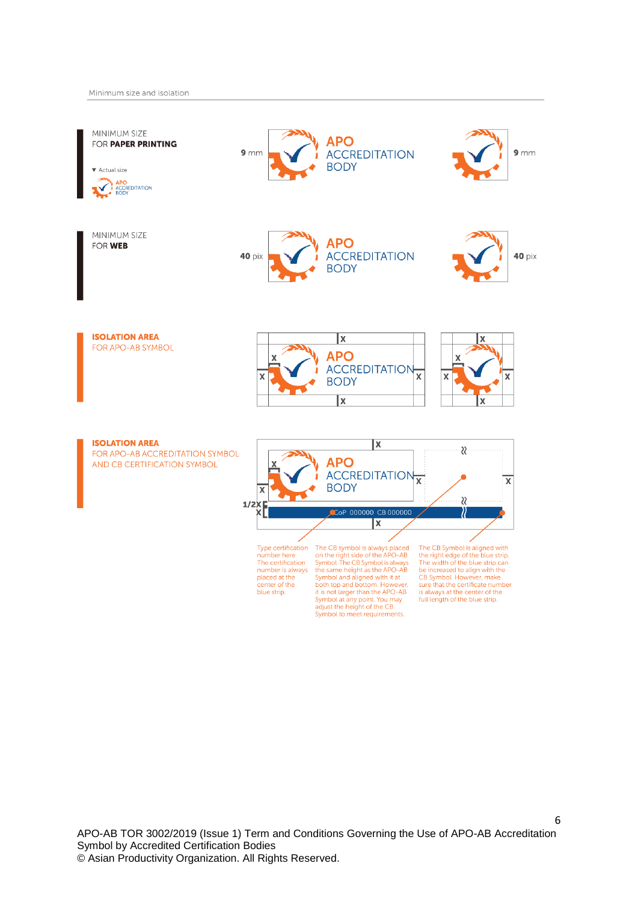Minimum size and isolation

**MINIMUM SIZE FOR PAPER PRINTING**

▼ Actual size

APO ACCREDITATION BODY

9 mm

APO ACCREDITATION BODY

9 mm

**MINIMUM SIZE FOR WEB**

40 pix

APO ACCREDITATION BODY

40 pix

**ISOLATION AREA**
FOR APO-AB SYMBOL

APO ACCREDITATION BODY

**ISOLATION AREA**
FOR APO-AB ACCREDITATION SYMBOL AND CB CERTIFICATION SYMBOL

APO ACCREDITATION BODY

1/2X

CoP 000000 CB 000000

Type certification number here. The certification number is always placed at the center of the blue strip.

The CB symbol is always placed on the right side of the APO-AB Symbol. The CB Symbol is always the same height as the APO-AB Symbol and aligned with it at both top and bottom. However, it is not larger than the APO-AB Symbol at any point. You may adjust the height of the CB Symbol to meet requirements.

The CB Symbol is aligned with the right edge of the blue strip. The width of the blue strip can be increased to align with the CB Symbol. However, make sure that the certificate number is always at the center of the full length of the blue strip.

APO-AB TOR 3002/2019 (Issue 1) Term and Conditions Governing the Use of APO-AB Accreditation Symbol by Accredited Certification Bodies
© Asian Productivity Organization. All Rights Reserved.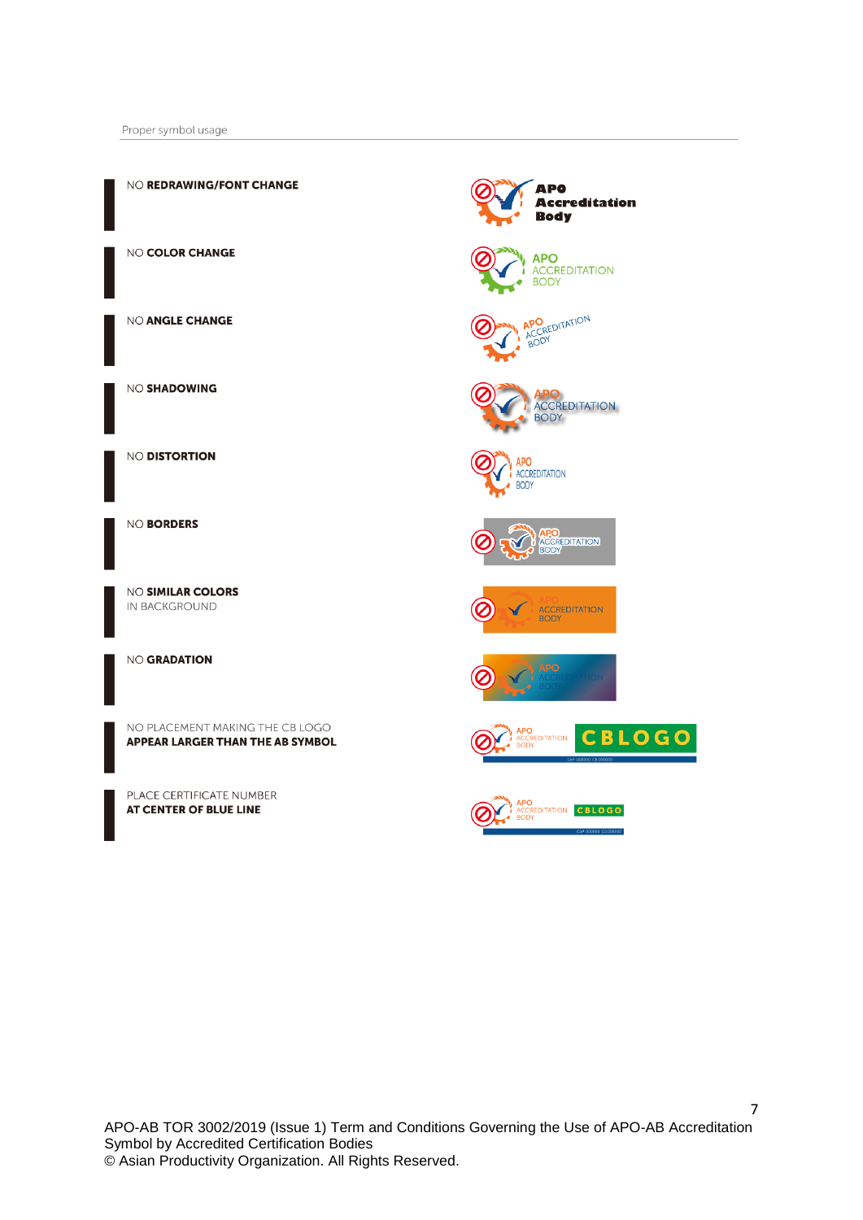Proper symbol usage

NO **REDRAWING/FONT CHANGE**

NO **COLOR CHANGE**

NO **ANGLE CHANGE**

NO **SHADOWING**

NO **DISTORTION**

NO **BORDERS**

NO **SIMILAR COLORS**
IN BACKGROUND

NO **GRADATION**

NO PLACEMENT MAKING THE CB LOGO
**APPEAR LARGER THAN THE AB SYMBOL**

PLACE CERTIFICATE NUMBER
**AT CENTER OF BLUE LINE**

APO-AB TOR 3002/2019 (Issue 1) Term and Conditions Governing the Use of APO-AB Accreditation Symbol by Accredited Certification Bodies
© Asian Productivity Organization. All Rights Reserved.